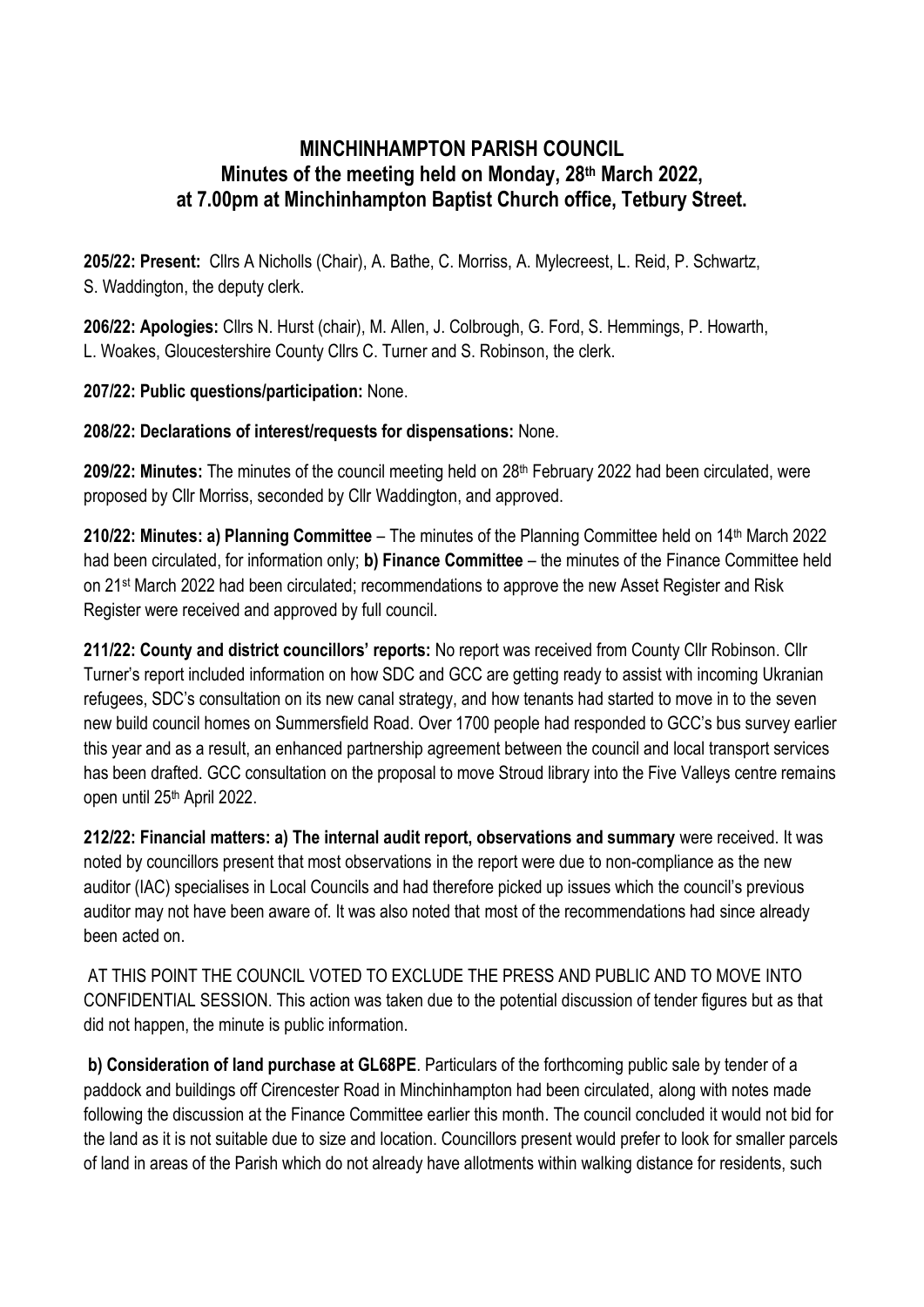# MINCHINHAMPTON PARISH COUNCIL
## Minutes of the meeting held on Monday, 28th March 2022, at 7.00pm at Minchinhampton Baptist Church office, Tetbury Street.

**205/22: Present:** Cllrs A Nicholls (Chair), A. Bathe, C. Morriss, A. Mylecreest, L. Reid, P. Schwartz, S. Waddington, the deputy clerk.

**206/22: Apologies:** Cllrs N. Hurst (chair), M. Allen, J. Colbrough, G. Ford, S. Hemmings, P. Howarth, L. Woakes, Gloucestershire County Cllrs C. Turner and S. Robinson, the clerk.

**207/22: Public questions/participation:** None.

**208/22: Declarations of interest/requests for dispensations:** None.

**209/22: Minutes:** The minutes of the council meeting held on 28th February 2022 had been circulated, were proposed by Cllr Morriss, seconded by Cllr Waddington, and approved.

**210/22: Minutes: a) Planning Committee** – The minutes of the Planning Committee held on 14th March 2022 had been circulated, for information only; **b) Finance Committee** – the minutes of the Finance Committee held on 21st March 2022 had been circulated; recommendations to approve the new Asset Register and Risk Register were received and approved by full council.

**211/22: County and district councillors' reports:** No report was received from County Cllr Robinson. Cllr Turner's report included information on how SDC and GCC are getting ready to assist with incoming Ukranian refugees, SDC's consultation on its new canal strategy, and how tenants had started to move in to the seven new build council homes on Summersfield Road. Over 1700 people had responded to GCC's bus survey earlier this year and as a result, an enhanced partnership agreement between the council and local transport services has been drafted. GCC consultation on the proposal to move Stroud library into the Five Valleys centre remains open until 25th April 2022.

**212/22: Financial matters: a) The internal audit report, observations and summary** were received. It was noted by councillors present that most observations in the report were due to non-compliance as the new auditor (IAC) specialises in Local Councils and had therefore picked up issues which the council's previous auditor may not have been aware of. It was also noted that most of the recommendations had since already been acted on.

AT THIS POINT THE COUNCIL VOTED TO EXCLUDE THE PRESS AND PUBLIC AND TO MOVE INTO CONFIDENTIAL SESSION. This action was taken due to the potential discussion of tender figures but as that did not happen, the minute is public information.

**b) Consideration of land purchase at GL68PE**. Particulars of the forthcoming public sale by tender of a paddock and buildings off Cirencester Road in Minchinhampton had been circulated, along with notes made following the discussion at the Finance Committee earlier this month. The council concluded it would not bid for the land as it is not suitable due to size and location. Councillors present would prefer to look for smaller parcels of land in areas of the Parish which do not already have allotments within walking distance for residents, such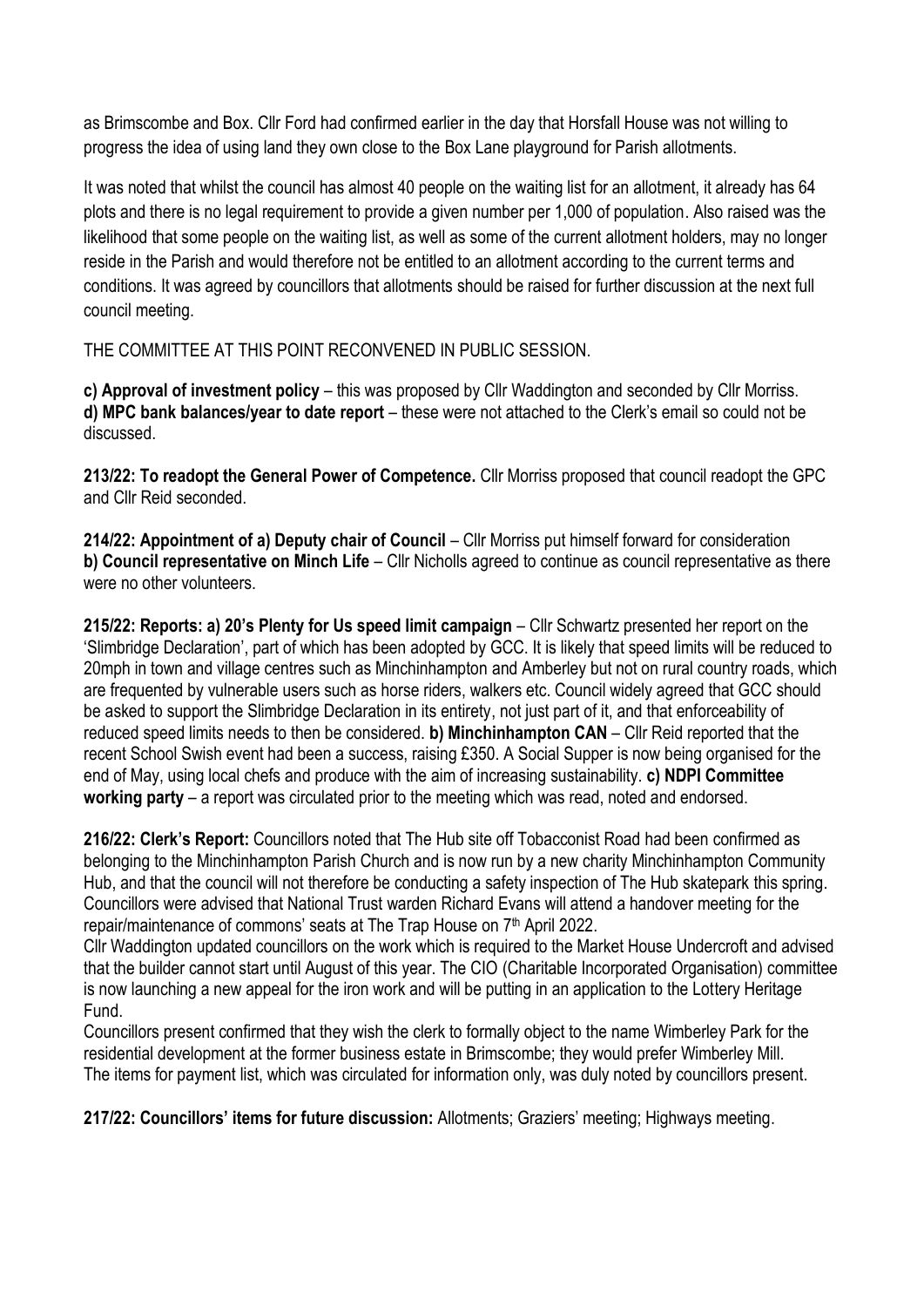as Brimscombe and Box. Cllr Ford had confirmed earlier in the day that Horsfall House was not willing to progress the idea of using land they own close to the Box Lane playground for Parish allotments.

It was noted that whilst the council has almost 40 people on the waiting list for an allotment, it already has 64 plots and there is no legal requirement to provide a given number per 1,000 of population. Also raised was the likelihood that some people on the waiting list, as well as some of the current allotment holders, may no longer reside in the Parish and would therefore not be entitled to an allotment according to the current terms and conditions. It was agreed by councillors that allotments should be raised for further discussion at the next full council meeting.

THE COMMITTEE AT THIS POINT RECONVENED IN PUBLIC SESSION.

**c) Approval of investment policy** – this was proposed by Cllr Waddington and seconded by Cllr Morriss.
**d) MPC bank balances/year to date report** – these were not attached to the Clerk's email so could not be discussed.

**213/22: To readopt the General Power of Competence.** Cllr Morriss proposed that council readopt the GPC and Cllr Reid seconded.

**214/22: Appointment of a) Deputy chair of Council** – Cllr Morriss put himself forward for consideration
**b) Council representative on Minch Life** – Cllr Nicholls agreed to continue as council representative as there were no other volunteers.

**215/22: Reports: a) 20's Plenty for Us speed limit campaign** – Cllr Schwartz presented her report on the 'Slimbridge Declaration', part of which has been adopted by GCC. It is likely that speed limits will be reduced to 20mph in town and village centres such as Minchinhampton and Amberley but not on rural country roads, which are frequented by vulnerable users such as horse riders, walkers etc. Council widely agreed that GCC should be asked to support the Slimbridge Declaration in its entirety, not just part of it, and that enforceability of reduced speed limits needs to then be considered. **b) Minchinhampton CAN** – Cllr Reid reported that the recent School Swish event had been a success, raising £350. A Social Supper is now being organised for the end of May, using local chefs and produce with the aim of increasing sustainability. **c) NDPI Committee working party** – a report was circulated prior to the meeting which was read, noted and endorsed.

**216/22: Clerk's Report:** Councillors noted that The Hub site off Tobacconist Road had been confirmed as belonging to the Minchinhampton Parish Church and is now run by a new charity Minchinhampton Community Hub, and that the council will not therefore be conducting a safety inspection of The Hub skatepark this spring. Councillors were advised that National Trust warden Richard Evans will attend a handover meeting for the repair/maintenance of commons' seats at The Trap House on 7th April 2022.
Cllr Waddington updated councillors on the work which is required to the Market House Undercroft and advised that the builder cannot start until August of this year. The CIO (Charitable Incorporated Organisation) committee is now launching a new appeal for the iron work and will be putting in an application to the Lottery Heritage Fund.
Councillors present confirmed that they wish the clerk to formally object to the name Wimberley Park for the residential development at the former business estate in Brimscombe; they would prefer Wimberley Mill.
The items for payment list, which was circulated for information only, was duly noted by councillors present.

**217/22: Councillors' items for future discussion:** Allotments; Graziers' meeting; Highways meeting.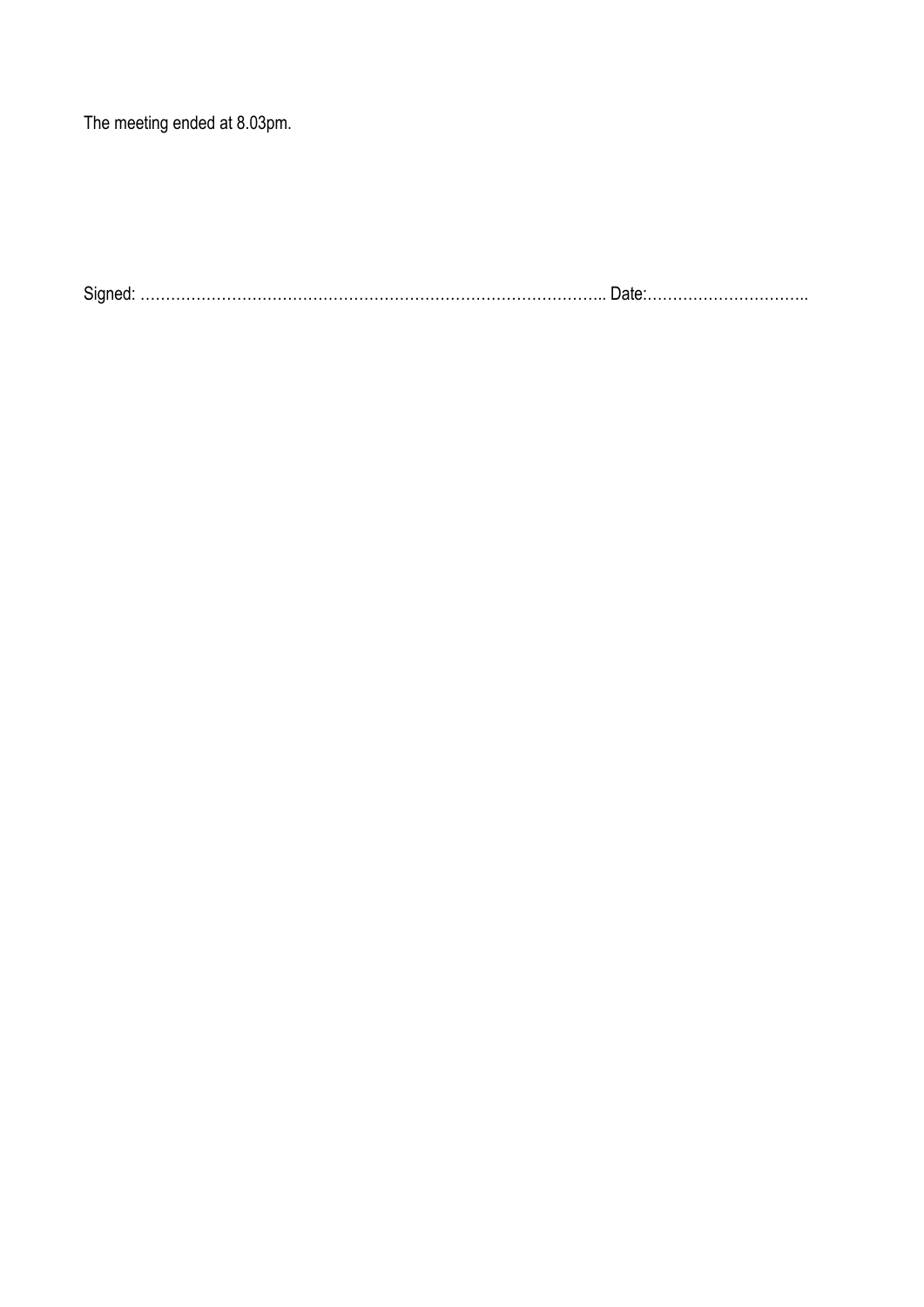The meeting ended at 8.03pm.

Signed: ……………………………………………………………………………….. Date:…………………………..